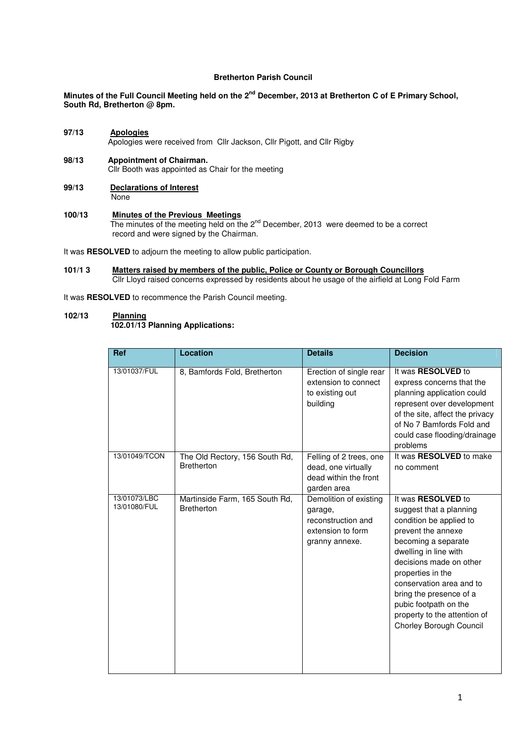**Bretherton Parish Council**

**Minutes of the Full Council Meeting held on the 2nd December, 2013 at Bretherton C of E Primary School, South Rd, Bretherton @ 8pm.**

**97/13 Apologies**
Apologies were received from Cllr Jackson, Cllr Pigott, and Cllr Rigby

**98/13 Appointment of Chairman.**
Cllr Booth was appointed as Chair for the meeting

**99/13 Declarations of Interest**
None

**100/13 Minutes of the Previous Meetings**
The minutes of the meeting held on the 2nd December, 2013 were deemed to be a correct record and were signed by the Chairman.

It was **RESOLVED** to adjourn the meeting to allow public participation.

**101/1 3 Matters raised by members of the public, Police or County or Borough Councillors**
Cllr Lloyd raised concerns expressed by residents about he usage of the airfield at Long Fold Farm

It was **RESOLVED** to recommence the Parish Council meeting.

**102/13 Planning**
**102.01/13 Planning Applications:**

| Ref | Location | Details | Decision |
|---|---|---|---|
| 13/01037/FUL | 8, Bamfords Fold, Bretherton | Erection of single rear extension to connect to existing out building | It was **RESOLVED** to express concerns that the planning application could represent over development of the site, affect the privacy of No 7 Bamfords Fold and could case flooding/drainage problems |
| 13/01049/TCON | The Old Rectory, 156 South Rd, Bretherton | Felling of 2 trees, one dead, one virtually dead within the front garden area | It was **RESOLVED** to make no comment |
| 13/01073/LBC 13/01080/FUL | Martinside Farm, 165 South Rd, Bretherton | Demolition of existing garage, reconstruction and extension to form granny annexe. | It was **RESOLVED** to suggest that a planning condition be applied to prevent the annexe becoming a separate dwelling in line with decisions made on other properties in the conservation area and to bring the presence of a pubic footpath on the property to the attention of Chorley Borough Council |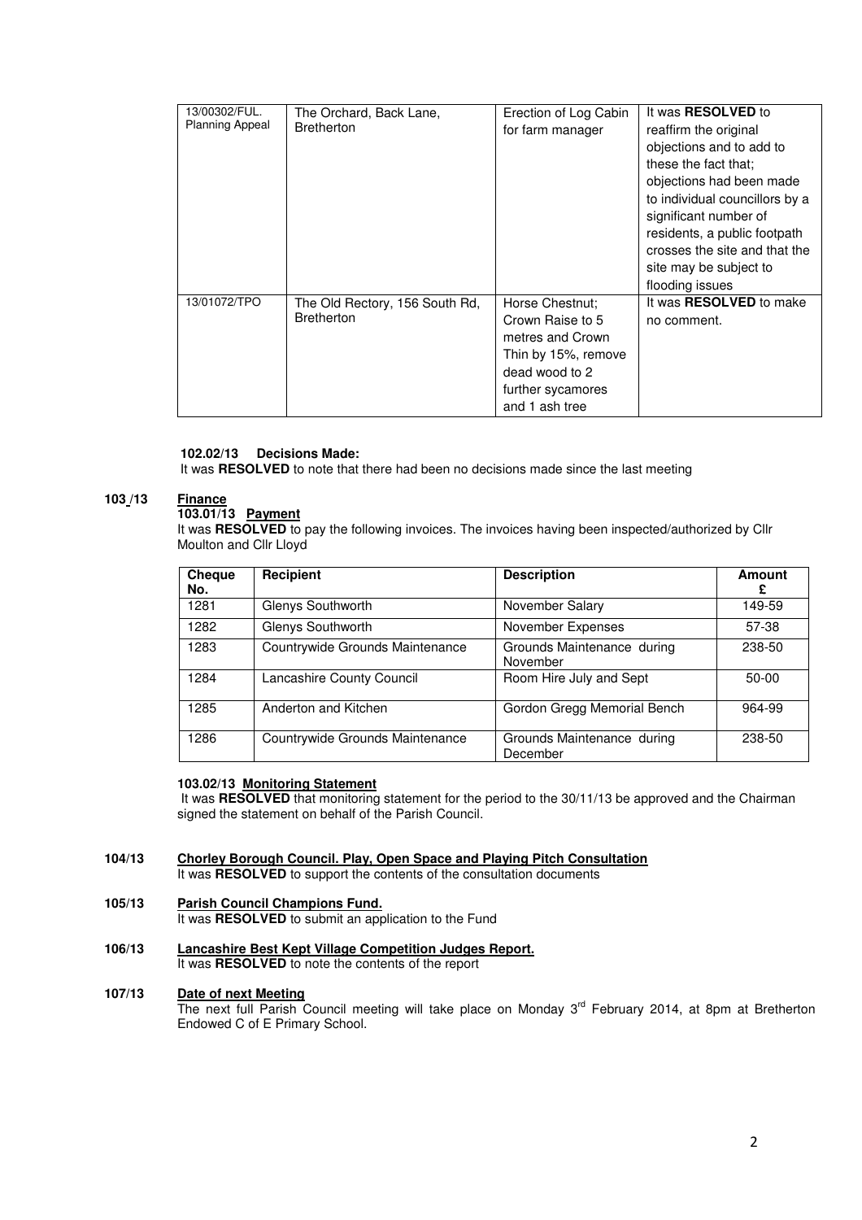| | | | |
|---|---|---|---|
| 13/00302/FUL. Planning Appeal | The Orchard, Back Lane, Bretherton | Erection of Log Cabin for farm manager | It was **RESOLVED** to reaffirm the original objections and to add to these the fact that; objections had been made to individual councillors by a significant number of residents, a public footpath crosses the site and that the site may be subject to flooding issues |
| 13/01072/TPO | The Old Rectory, 156 South Rd, Bretherton | Horse Chestnut; Crown Raise to 5 metres and Crown Thin by 15%, remove dead wood to 2 further sycamores and 1 ash tree | It was **RESOLVED** to make no comment. |

**102.02/13 Decisions Made:**
It was **RESOLVED** to note that there had been no decisions made since the last meeting

**103 /13 Finance**

**103.01/13 Payment**
It was **RESOLVED** to pay the following invoices. The invoices having been inspected/authorized by Cllr Moulton and Cllr Lloyd

| Cheque No. | Recipient | Description | Amount £ |
|---|---|---|---|
| 1281 | Glenys Southworth | November Salary | 149-59 |
| 1282 | Glenys Southworth | November Expenses | 57-38 |
| 1283 | Countrywide Grounds Maintenance | Grounds Maintenance during November | 238-50 |
| 1284 | Lancashire County Council | Room Hire July and Sept | 50-00 |
| 1285 | Anderton and Kitchen | Gordon Gregg Memorial Bench | 964-99 |
| 1286 | Countrywide Grounds Maintenance | Grounds Maintenance during December | 238-50 |

**103.02/13 Monitoring Statement**
It was **RESOLVED** that monitoring statement for the period to the 30/11/13 be approved and the Chairman signed the statement on behalf of the Parish Council.

**104/13 Chorley Borough Council. Play, Open Space and Playing Pitch Consultation**
It was **RESOLVED** to support the contents of the consultation documents

**105/13 Parish Council Champions Fund.**
It was **RESOLVED** to submit an application to the Fund

**106/13 Lancashire Best Kept Village Competition Judges Report.**
It was **RESOLVED** to note the contents of the report

**107/13 Date of next Meeting**
The next full Parish Council meeting will take place on Monday 3rd February 2014, at 8pm at Bretherton Endowed C of E Primary School.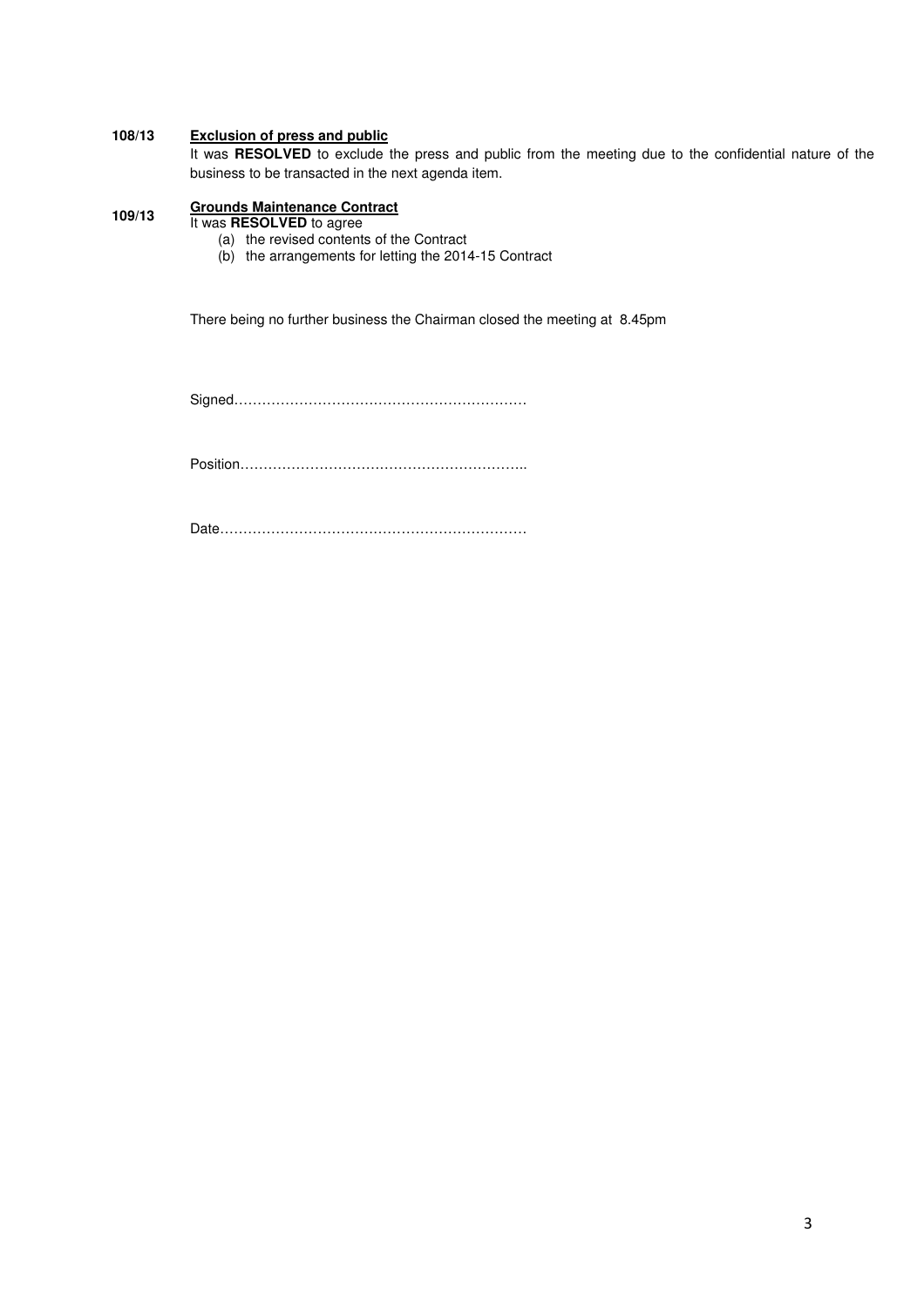**108/13** **<u>Exclusion of press and public</u>**

It was **RESOLVED** to exclude the press and public from the meeting due to the confidential nature of the business to be transacted in the next agenda item.

**109/13** **<u>Grounds Maintenance Contract</u>**

It was **RESOLVED** to agree

(a) the revised contents of the Contract
(b) the arrangements for letting the 2014-15 Contract

There being no further business the Chairman closed the meeting at 8.45pm

Signed……………………………………………………

Position……………………………………………………..

Date…………………………………………………………